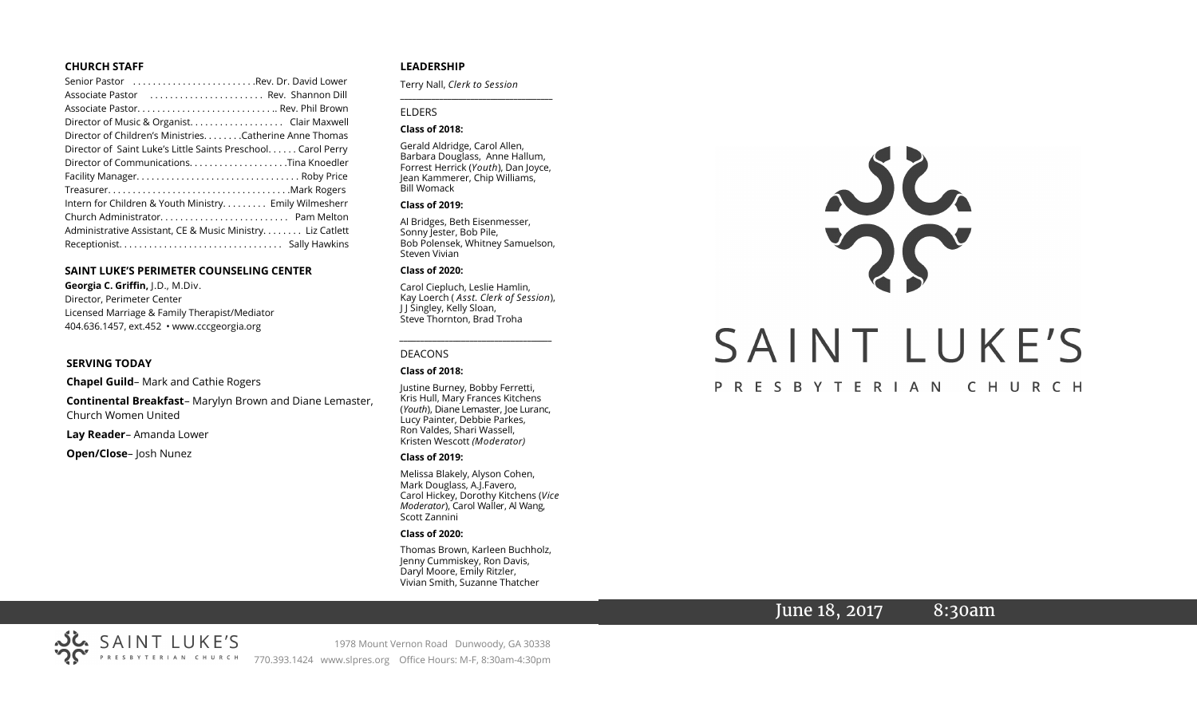## CHURCH STAFF

Senior Pastor . . . . . . . . . . . . . . . . . . . . . . . . .Rev. Dr. David Lower
Associate Pastor . . . . . . . . . . . . . . . . . . . . . . . Rev. Shannon Dill
Associate Pastor. . . . . . . . . . . . . . . . . . . . . . . . . . . .. Rev. Phil Brown
Director of Music & Organist. . . . . . . . . . . . . . . . . . . Clair Maxwell
Director of Children's Ministries. . . . . . . .Catherine Anne Thomas
Director of Saint Luke's Little Saints Preschool. . . . . . Carol Perry
Director of Communications. . . . . . . . . . . . . . . . . . . .Tina Knoedler
Facility Manager. . . . . . . . . . . . . . . . . . . . . . . . . . . . . . . . Roby Price
Treasurer. . . . . . . . . . . . . . . . . . . . . . . . . . . . . . . . . . . .Mark Rogers
Intern for Children & Youth Ministry. . . . . . . . . Emily Wilmesherr
Church Administrator. . . . . . . . . . . . . . . . . . . . . . . . . . Pam Melton
Administrative Assistant, CE & Music Ministry. . . . . . . . Liz Catlett
Receptionist. . . . . . . . . . . . . . . . . . . . . . . . . . . . . . . . . Sally Hawkins

## SAINT LUKE'S PERIMETER COUNSELING CENTER

**Georgia C. Griffin,** J.D., M.Div.
Director, Perimeter Center
Licensed Marriage & Family Therapist/Mediator
404.636.1457, ext.452 • www.cccgeorgia.org

## SERVING TODAY

**Chapel Guild**– Mark and Cathie Rogers

**Continental Breakfast**– Marylyn Brown and Diane Lemaster, Church Women United

**Lay Reader**– Amanda Lower

**Open/Close**– Josh Nunez

## LEADERSHIP

Terry Nall, *Clerk to Session*

ELDERS

**Class of 2018:**

Gerald Aldridge, Carol Allen, Barbara Douglass, Anne Hallum, Forrest Herrick (*Youth*), Dan Joyce, Jean Kammerer, Chip Williams, Bill Womack

**Class of 2019:**

Al Bridges, Beth Eisenmesser, Sonny Jester, Bob Pile, Bob Polensek, Whitney Samuelson, Steven Vivian

**Class of 2020:**

Carol Ciepluch, Leslie Hamlin, Kay Loerch ( *Asst. Clerk of Session*), J J Singley, Kelly Sloan, Steve Thornton, Brad Troha

DEACONS

**Class of 2018:**

Justine Burney, Bobby Ferretti, Kris Hull, Mary Frances Kitchens (*Youth*), Diane Lemaster, Joe Luranc, Lucy Painter, Debbie Parkes, Ron Valdes, Shari Wassell, Kristen Wescott *(Moderator)*

**Class of 2019:**

Melissa Blakely, Alyson Cohen, Mark Douglass, A.J.Favero, Carol Hickey, Dorothy Kitchens (*Vice Moderator*), Carol Waller, Al Wang, Scott Zannini

**Class of 2020:**

Thomas Brown, Karleen Buchholz, Jenny Cummiskey, Ron Davis, Daryl Moore, Emily Ritzler, Vivian Smith, Suzanne Thatcher

# SAINT LUKE'S
PRESBYTERIAN CHURCH

June 18, 2017 8:30am

SAINT LUKE'S PRESBYTERIAN CHURCH

1978 Mount Vernon Road Dunwoody, GA 30338
770.393.1424 www.slpres.org Office Hours: M-F, 8:30am-4:30pm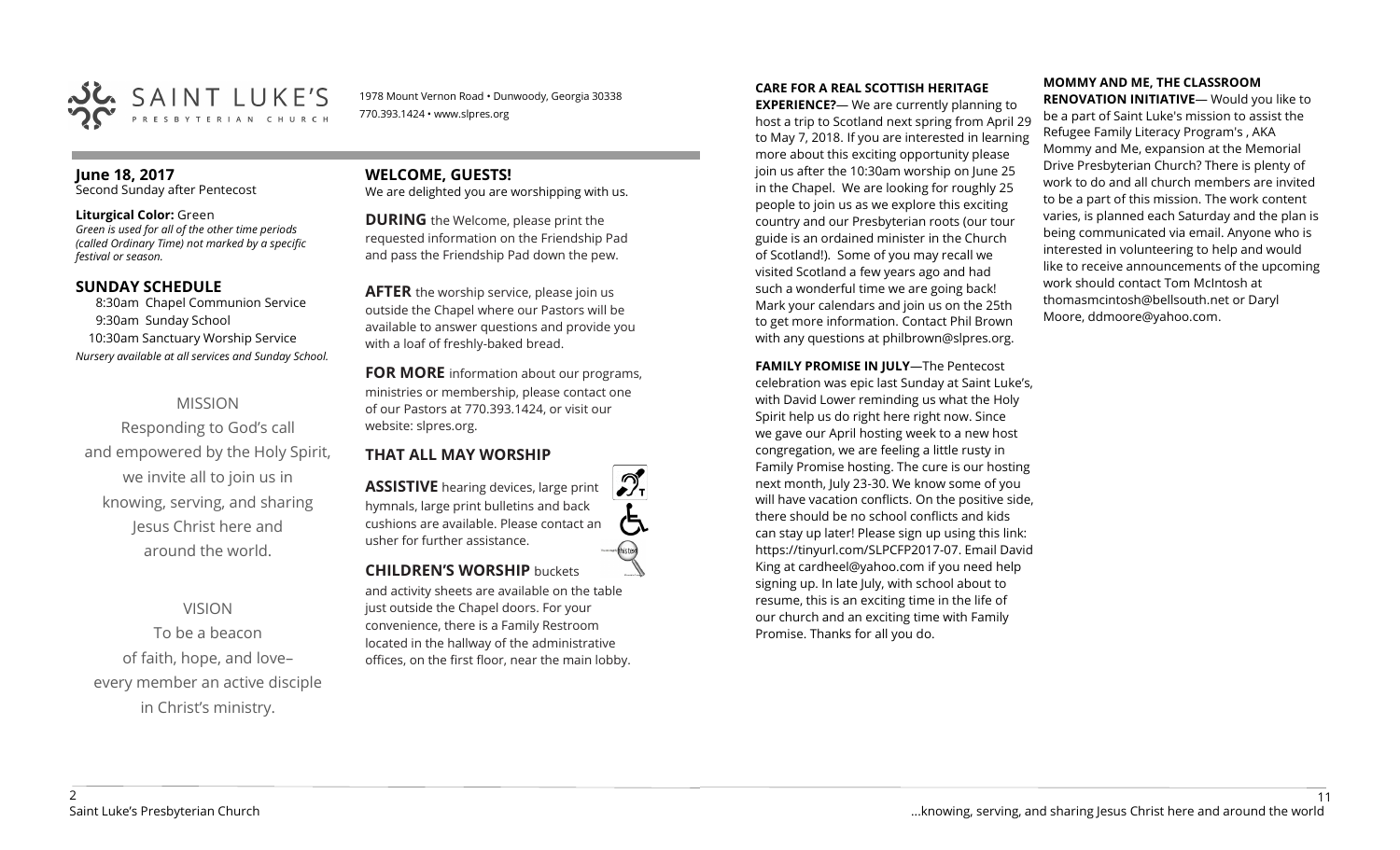SAINT LUKE'S PRESBYTERIAN CHURCH

1978 Mount Vernon Road • Dunwoody, Georgia 30338
770.393.1424 • www.slpres.org

**June 18, 2017**
Second Sunday after Pentecost

**Liturgical Color:** Green
*Green is used for all of the other time periods (called Ordinary Time) not marked by a specific festival or season.*

## SUNDAY SCHEDULE

8:30am Chapel Communion Service
9:30am Sunday School
10:30am Sanctuary Worship Service
*Nursery available at all services and Sunday School.*

MISSION

Responding to God's call and empowered by the Holy Spirit, we invite all to join us in knowing, serving, and sharing Jesus Christ here and around the world.

VISION

To be a beacon of faith, hope, and love– every member an active disciple in Christ's ministry.

## WELCOME, GUESTS!

We are delighted you are worshipping with us.

**DURING** the Welcome, please print the requested information on the Friendship Pad and pass the Friendship Pad down the pew.

**AFTER** the worship service, please join us outside the Chapel where our Pastors will be available to answer questions and provide you with a loaf of freshly-baked bread.

**FOR MORE** information about our programs, ministries or membership, please contact one of our Pastors at 770.393.1424, or visit our website: slpres.org.

## THAT ALL MAY WORSHIP

**ASSISTIVE** hearing devices, large print hymnals, large print bulletins and back cushions are available. Please contact an usher for further assistance.

**CHILDREN'S WORSHIP** buckets and activity sheets are available on the table just outside the Chapel doors. For your convenience, there is a Family Restroom located in the hallway of the administrative offices, on the first floor, near the main lobby.

**CARE FOR A REAL SCOTTISH HERITAGE EXPERIENCE?**— We are currently planning to host a trip to Scotland next spring from April 29 to May 7, 2018. If you are interested in learning more about this exciting opportunity please join us after the 10:30am worship on June 25 in the Chapel. We are looking for roughly 25 people to join us as we explore this exciting country and our Presbyterian roots (our tour guide is an ordained minister in the Church of Scotland!). Some of you may recall we visited Scotland a few years ago and had such a wonderful time we are going back! Mark your calendars and join us on the 25th to get more information. Contact Phil Brown with any questions at philbrown@slpres.org.

**FAMILY PROMISE IN JULY**—The Pentecost celebration was epic last Sunday at Saint Luke's, with David Lower reminding us what the Holy Spirit help us do right here right now. Since we gave our April hosting week to a new host congregation, we are feeling a little rusty in Family Promise hosting. The cure is our hosting next month, July 23-30. We know some of you will have vacation conflicts. On the positive side, there should be no school conflicts and kids can stay up later! Please sign up using this link: https://tinyurl.com/SLPCFP2017-07. Email David King at cardheel@yahoo.com if you need help signing up. In late July, with school about to resume, this is an exciting time in the life of our church and an exciting time with Family Promise. Thanks for all you do.

**MOMMY AND ME, THE CLASSROOM RENOVATION INITIATIVE**— Would you like to be a part of Saint Luke's mission to assist the Refugee Family Literacy Program's , AKA Mommy and Me, expansion at the Memorial Drive Presbyterian Church? There is plenty of work to do and all church members are invited to be a part of this mission. The work content varies, is planned each Saturday and the plan is being communicated via email. Anyone who is interested in volunteering to help and would like to receive announcements of the upcoming work should contact Tom McIntosh at thomasmcintosh@bellsouth.net or Daryl Moore, ddmoore@yahoo.com.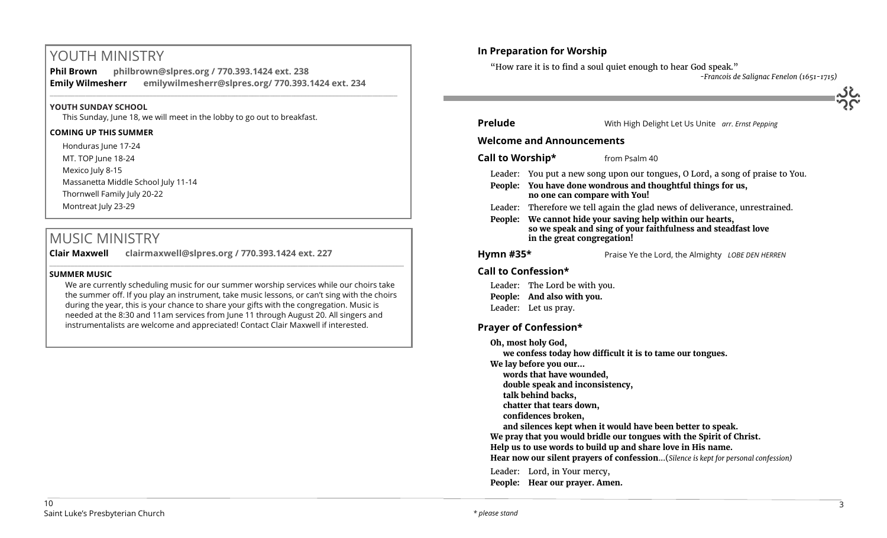# YOUTH MINISTRY

**Phil Brown** **philbrown@slpres.org / 770.393.1424 ext. 238**
**Emily Wilmesherr** **emilywilmesherr@slpres.org/ 770.393.1424 ext. 234**

**YOUTH SUNDAY SCHOOL**

This Sunday, June 18, we will meet in the lobby to go out to breakfast.

**COMING UP THIS SUMMER**

Honduras June 17-24
MT. TOP June 18-24
Mexico July 8-15
Massanetta Middle School July 11-14
Thornwell Family July 20-22
Montreat July 23-29

# MUSIC MINISTRY

**Clair Maxwell** **clairmaxwell@slpres.org / 770.393.1424 ext. 227**

**SUMMER MUSIC**

We are currently scheduling music for our summer worship services while our choirs take the summer off. If you play an instrument, take music lessons, or can't sing with the choirs during the year, this is your chance to share your gifts with the congregation. Music is needed at the 8:30 and 11am services from June 11 through August 20. All singers and instrumentalists are welcome and appreciated! Contact Clair Maxwell if interested.

### In Preparation for Worship

"How rare it is to find a soul quiet enough to hear God speak."

*-Francois de Salignac Fenelon (1651-1715)*

**Prelude** With High Delight Let Us Unite *arr. Ernst Pepping*

### Welcome and Announcements

**Call to Worship\*** from Psalm 40

Leader: You put a new song upon our tongues, O Lord, a song of praise to You.
**People: You have done wondrous and thoughtful things for us, no one can compare with You!**
Leader: Therefore we tell again the glad news of deliverance, unrestrained.
**People: We cannot hide your saving help within our hearts, so we speak and sing of your faithfulness and steadfast love in the great congregation!**

**Hymn #35\*** Praise Ye the Lord, the Almighty *LOBE DEN HERREN*

### Call to Confession\*

Leader: The Lord be with you.
**People: And also with you.**
Leader: Let us pray.

### Prayer of Confession\*

**Oh, most holy God,**
**we confess today how difficult it is to tame our tongues.**
**We lay before you our…**
**words that have wounded,**
**double speak and inconsistency,**
**talk behind backs,**
**chatter that tears down,**
**confidences broken,**
**and silences kept when it would have been better to speak.**
**We pray that you would bridle our tongues with the Spirit of Christ.**
**Help us to use words to build up and share love in His name.**
**Hear now our silent prayers of confession**…(*Silence is kept for personal confession)*

Leader: Lord, in Your mercy,
**People: Hear our prayer. Amen.**

*\* please stand*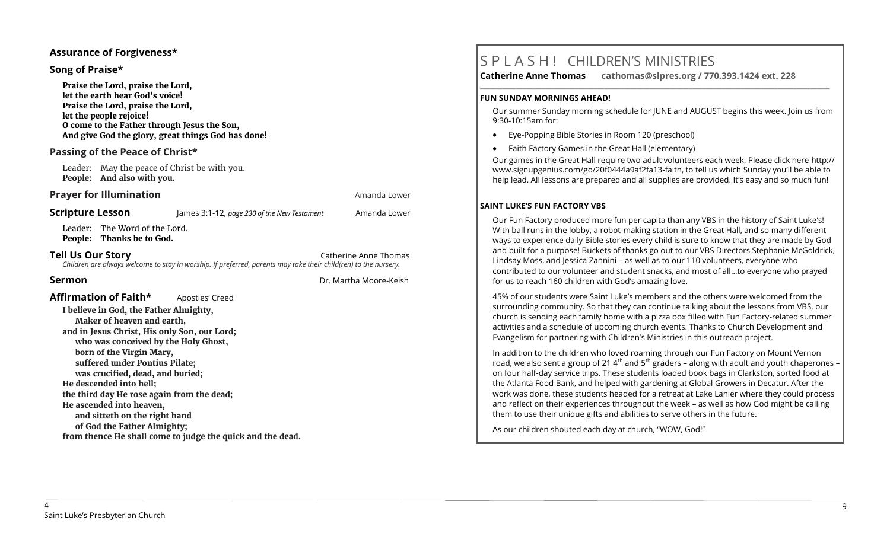## Assurance of Forgiveness*

## Song of Praise*

**Praise the Lord, praise the Lord,**
**let the earth hear God's voice!**
**Praise the Lord, praise the Lord,**
**let the people rejoice!**
**O come to the Father through Jesus the Son,**
**And give God the glory, great things God has done!**

## Passing of the Peace of Christ*

Leader: May the peace of Christ be with you.
**People: And also with you.**

## Prayer for Illumination — Amanda Lower

## Scripture Lesson — James 3:1-12, *page 230 of the New Testament* — Amanda Lower

Leader: The Word of the Lord.
**People: Thanks be to God.**

## Tell Us Our Story — Catherine Anne Thomas

*Children are always welcome to stay in worship. If preferred, parents may take their child(ren) to the nursery.*

## Sermon — Dr. Martha Moore-Keish

## Affirmation of Faith* — Apostles' Creed

**I believe in God, the Father Almighty,**
**Maker of heaven and earth,**
**and in Jesus Christ, His only Son, our Lord;**
**who was conceived by the Holy Ghost,**
**born of the Virgin Mary,**
**suffered under Pontius Pilate;**
**was crucified, dead, and buried;**
**He descended into hell;**
**the third day He rose again from the dead;**
**He ascended into heaven,**
**and sitteth on the right hand**
**of God the Father Almighty;**
**from thence He shall come to judge the quick and the dead.**

# S P L A S H ! CHILDREN'S MINISTRIES

**Catherine Anne Thomas cathomas@slpres.org / 770.393.1424 ext. 228**

### FUN SUNDAY MORNINGS AHEAD!

Our summer Sunday morning schedule for JUNE and AUGUST begins this week. Join us from 9:30-10:15am for:

- Eye-Popping Bible Stories in Room 120 (preschool)
- Faith Factory Games in the Great Hall (elementary)

Our games in the Great Hall require two adult volunteers each week. Please click here http://www.signupgenius.com/go/20f0444a9af2fa13-faith, to tell us which Sunday you'll be able to help lead. All lessons are prepared and all supplies are provided. It's easy and so much fun!

### SAINT LUKE'S FUN FACTORY VBS

Our Fun Factory produced more fun per capita than any VBS in the history of Saint Luke's! With ball runs in the lobby, a robot-making station in the Great Hall, and so many different ways to experience daily Bible stories every child is sure to know that they are made by God and built for a purpose! Buckets of thanks go out to our VBS Directors Stephanie McGoldrick, Lindsay Moss, and Jessica Zannini – as well as to our 110 volunteers, everyone who contributed to our volunteer and student snacks, and most of all…to everyone who prayed for us to reach 160 children with God's amazing love.

45% of our students were Saint Luke's members and the others were welcomed from the surrounding community. So that they can continue talking about the lessons from VBS, our church is sending each family home with a pizza box filled with Fun Factory-related summer activities and a schedule of upcoming church events. Thanks to Church Development and Evangelism for partnering with Children's Ministries in this outreach project.

In addition to the children who loved roaming through our Fun Factory on Mount Vernon road, we also sent a group of 21 4th and 5th graders – along with adult and youth chaperones – on four half-day service trips. These students loaded book bags in Clarkston, sorted food at the Atlanta Food Bank, and helped with gardening at Global Growers in Decatur. After the work was done, these students headed for a retreat at Lake Lanier where they could process and reflect on their experiences throughout the week – as well as how God might be calling them to use their unique gifts and abilities to serve others in the future.

As our children shouted each day at church, "WOW, God!"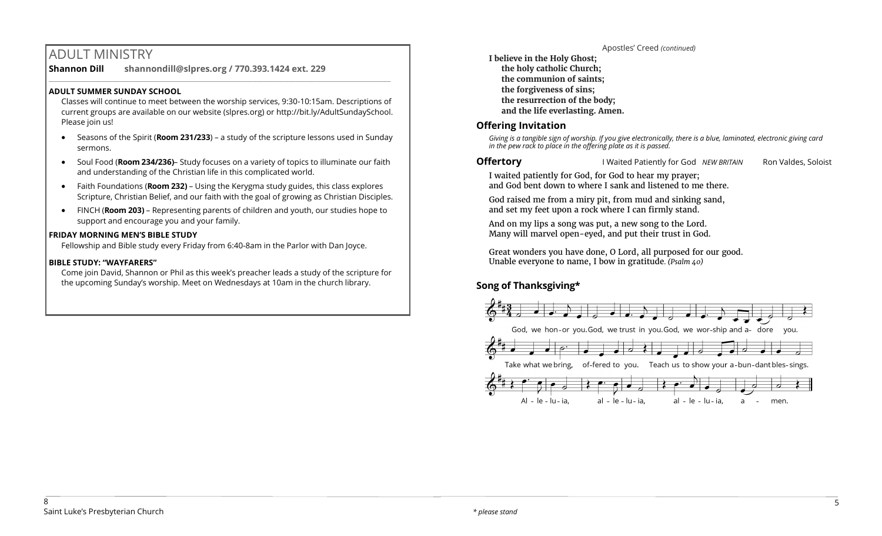## ADULT MINISTRY

**Shannon Dill** **shannondill@slpres.org / 770.393.1424 ext. 229**

**ADULT SUMMER SUNDAY SCHOOL**

Classes will continue to meet between the worship services, 9:30-10:15am. Descriptions of current groups are available on our website (slpres.org) or http://bit.ly/AdultSundaySchool. Please join us!

- Seasons of the Spirit (**Room 231/233**) – a study of the scripture lessons used in Sunday sermons.
- Soul Food (**Room 234/236)**– Study focuses on a variety of topics to illuminate our faith and understanding of the Christian life in this complicated world.
- Faith Foundations (**Room 232)** – Using the Kerygma study guides, this class explores Scripture, Christian Belief, and our faith with the goal of growing as Christian Disciples.
- FINCH (**Room 203)** – Representing parents of children and youth, our studies hope to support and encourage you and your family.

**FRIDAY MORNING MEN'S BIBLE STUDY**

Fellowship and Bible study every Friday from 6:40-8am in the Parlor with Dan Joyce.

**BIBLE STUDY: "WAYFARERS"**

Come join David, Shannon or Phil as this week's preacher leads a study of the scripture for the upcoming Sunday's worship. Meet on Wednesdays at 10am in the church library.

Apostles' Creed *(continued)*

**I believe in the Holy Ghost;**
**the holy catholic Church;**
**the communion of saints;**
**the forgiveness of sins;**
**the resurrection of the body;**
**and the life everlasting. Amen.**

### Offering Invitation

*Giving is a tangible sign of worship. If you give electronically, there is a blue, laminated, electronic giving card in the pew rack to place in the offering plate as it is passed.*

### Offertory

I Waited Patiently for God *NEW BRITAIN* — Ron Valdes, Soloist

I waited patiently for God, for God to hear my prayer;
and God bent down to where I sank and listened to me there.

God raised me from a miry pit, from mud and sinking sand,
and set my feet upon a rock where I can firmly stand.

And on my lips a song was put, a new song to the Lord.
Many will marvel open-eyed, and put their trust in God.

Great wonders you have done, O Lord, all purposed for our good.
Unable everyone to name, I bow in gratitude. *(Psalm 40)*

### Song of Thanksgiving*

God, we hon-or you. God, we trust in you. God, we wor-ship and a- dore you.
Take what we bring, of-fered to you. Teach us to show your a-bun-dant bles-sings.
Al - le - lu - ia, al - le - lu - ia, al - le - lu - ia, a - men.

*\* please stand*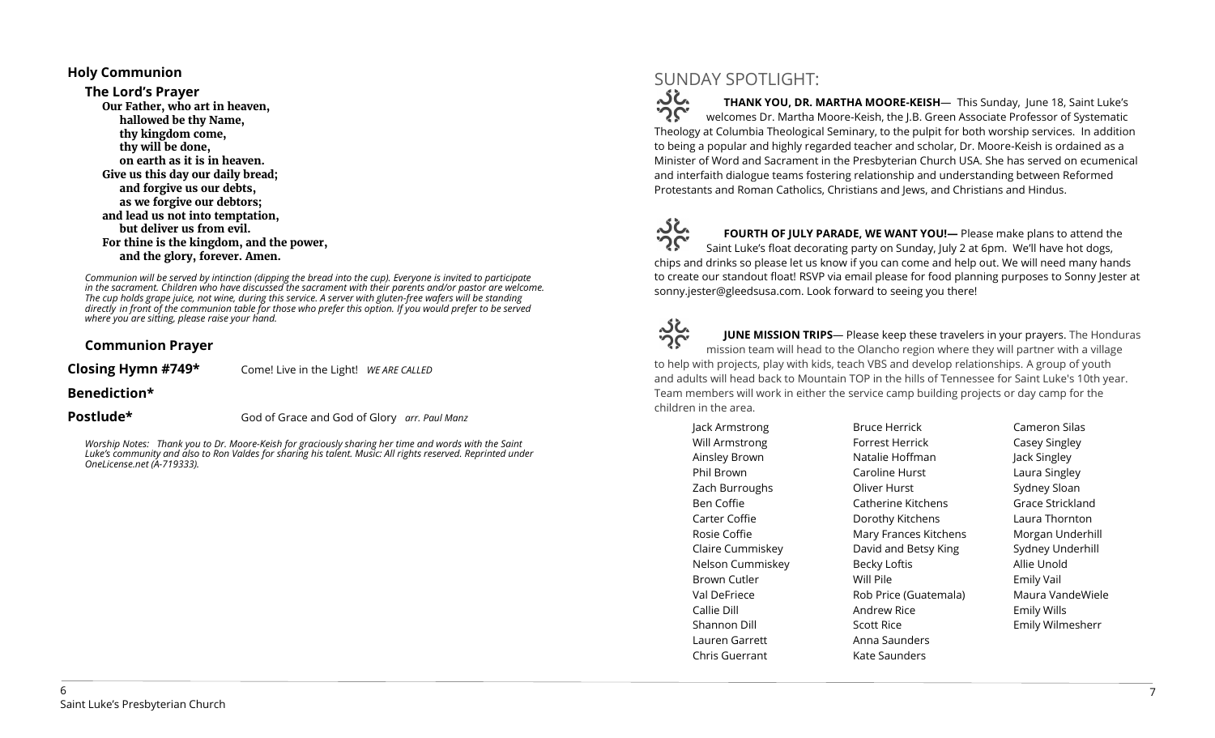## Holy Communion

### The Lord's Prayer

**Our Father, who art in heaven,**
**hallowed be thy Name,**
**thy kingdom come,**
**thy will be done,**
**on earth as it is in heaven.**
**Give us this day our daily bread;**
**and forgive us our debts,**
**as we forgive our debtors;**
**and lead us not into temptation,**
**but deliver us from evil.**
**For thine is the kingdom, and the power,**
**and the glory, forever. Amen.**

*Communion will be served by intinction (dipping the bread into the cup). Everyone is invited to participate in the sacrament. Children who have discussed the sacrament with their parents and/or pastor are welcome. The cup holds grape juice, not wine, during this service. A server with gluten-free wafers will be standing directly in front of the communion table for those who prefer this option. If you would prefer to be served where you are sitting, please raise your hand.*

### Communion Prayer

**Closing Hymn #749*** Come! Live in the Light! *WE ARE CALLED*

**Benediction***

**Postlude*** God of Grace and God of Glory *arr. Paul Manz*

*Worship Notes: Thank you to Dr. Moore-Keish for graciously sharing her time and words with the Saint Luke's community and also to Ron Valdes for sharing his talent. Music: All rights reserved. Reprinted under OneLicense.net (A-719333).*

## SUNDAY SPOTLIGHT:

**THANK YOU, DR. MARTHA MOORE-KEISH**— This Sunday, June 18, Saint Luke's welcomes Dr. Martha Moore-Keish, the J.B. Green Associate Professor of Systematic Theology at Columbia Theological Seminary, to the pulpit for both worship services. In addition to being a popular and highly regarded teacher and scholar, Dr. Moore-Keish is ordained as a Minister of Word and Sacrament in the Presbyterian Church USA. She has served on ecumenical and interfaith dialogue teams fostering relationship and understanding between Reformed Protestants and Roman Catholics, Christians and Jews, and Christians and Hindus.

**FOURTH OF JULY PARADE, WE WANT YOU!—** Please make plans to attend the Saint Luke's float decorating party on Sunday, July 2 at 6pm. We'll have hot dogs, chips and drinks so please let us know if you can come and help out. We will need many hands to create our standout float! RSVP via email please for food planning purposes to Sonny Jester at sonny.jester@gleedsusa.com. Look forward to seeing you there!

**JUNE MISSION TRIPS**— Please keep these travelers in your prayers. The Honduras mission team will head to the Olancho region where they will partner with a village to help with projects, play with kids, teach VBS and develop relationships. A group of youth and adults will head back to Mountain TOP in the hills of Tennessee for Saint Luke's 10th year. Team members will work in either the service camp building projects or day camp for the children in the area.

Jack Armstrong
Will Armstrong
Ainsley Brown
Phil Brown
Zach Burroughs
Ben Coffie
Carter Coffie
Rosie Coffie
Claire Cummiskey
Nelson Cummiskey
Brown Cutler
Val DeFriece
Callie Dill
Shannon Dill
Lauren Garrett
Chris Guerrant
Bruce Herrick
Forrest Herrick
Natalie Hoffman
Caroline Hurst
Oliver Hurst
Catherine Kitchens
Dorothy Kitchens
Mary Frances Kitchens
David and Betsy King
Becky Loftis
Will Pile
Rob Price (Guatemala)
Andrew Rice
Scott Rice
Anna Saunders
Kate Saunders
Cameron Silas
Casey Singley
Jack Singley
Laura Singley
Sydney Sloan
Grace Strickland
Laura Thornton
Morgan Underhill
Sydney Underhill
Allie Unold
Emily Vail
Maura VandeWiele
Emily Wills
Emily Wilmesherr